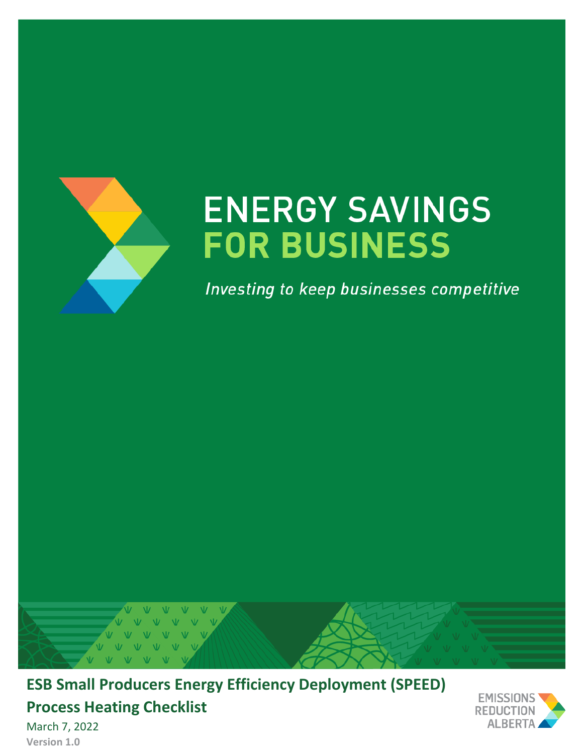# ENERGY SAVINGS FOR BUSINESS

*Investing to keep businesses competitive*

**ESB Small Producers Energy Efficiency Deployment (SPEED)**

**Process Heating Checklist**

March 7, 2022

**Version 1.0**

EMISSIONS REDUCTION ALBERTA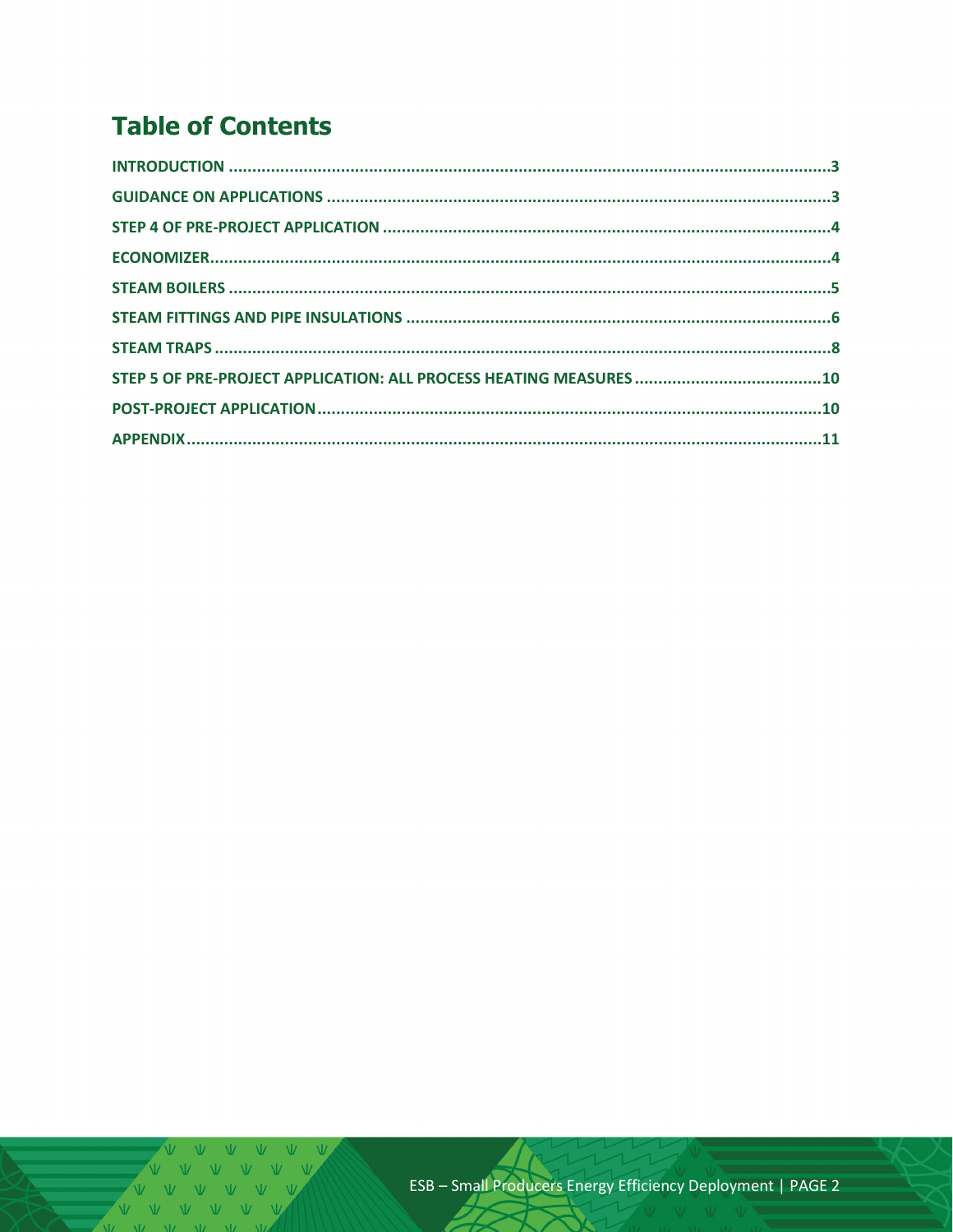# Table of Contents

INTRODUCTION ..... 3

GUIDANCE ON APPLICATIONS ..... 3

STEP 4 OF PRE-PROJECT APPLICATION ..... 4

ECONOMIZER ..... 4

STEAM BOILERS ..... 5

STEAM FITTINGS AND PIPE INSULATIONS ..... 6

STEAM TRAPS ..... 8

STEP 5 OF PRE-PROJECT APPLICATION: ALL PROCESS HEATING MEASURES ..... 10

POST-PROJECT APPLICATION ..... 10

APPENDIX ..... 11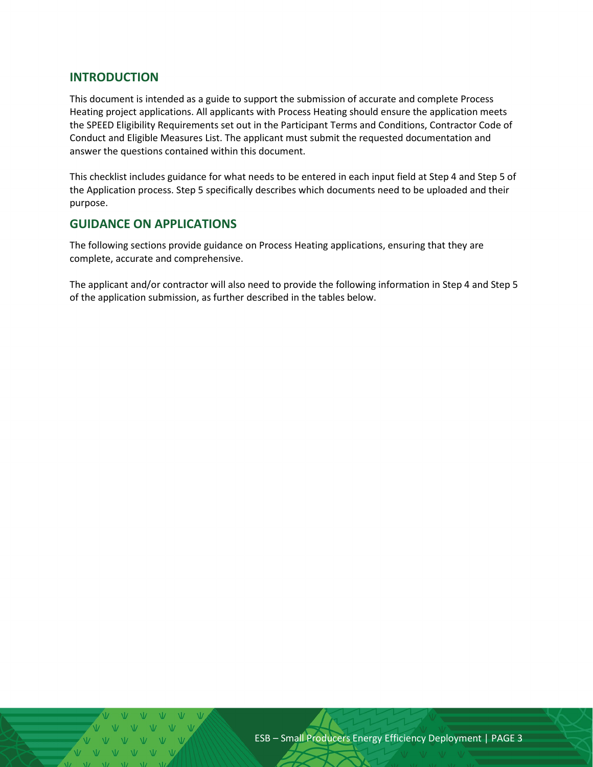## INTRODUCTION

This document is intended as a guide to support the submission of accurate and complete Process Heating project applications. All applicants with Process Heating should ensure the application meets the SPEED Eligibility Requirements set out in the Participant Terms and Conditions, Contractor Code of Conduct and Eligible Measures List. The applicant must submit the requested documentation and answer the questions contained within this document.

This checklist includes guidance for what needs to be entered in each input field at Step 4 and Step 5 of the Application process. Step 5 specifically describes which documents need to be uploaded and their purpose.

## GUIDANCE ON APPLICATIONS

The following sections provide guidance on Process Heating applications, ensuring that they are complete, accurate and comprehensive.

The applicant and/or contractor will also need to provide the following information in Step 4 and Step 5 of the application submission, as further described in the tables below.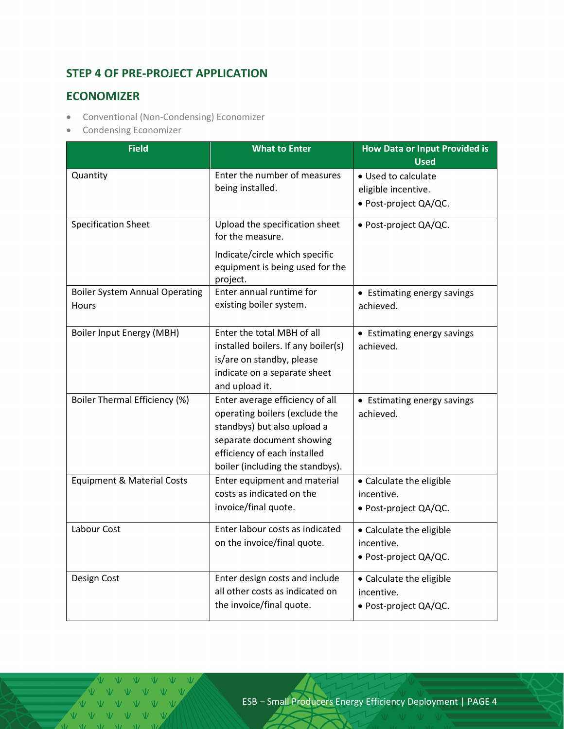## STEP 4 OF PRE-PROJECT APPLICATION

## ECONOMIZER

- Conventional (Non-Condensing) Economizer
- Condensing Economizer

| Field | What to Enter | How Data or Input Provided is Used |
|---|---|---|
| Quantity | Enter the number of measures being installed. | • Used to calculate eligible incentive.<br>• Post-project QA/QC. |
| Specification Sheet | Upload the specification sheet for the measure.<br><br>Indicate/circle which specific equipment is being used for the project. | • Post-project QA/QC. |
| Boiler System Annual Operating Hours | Enter annual runtime for existing boiler system. | • Estimating energy savings achieved. |
| Boiler Input Energy (MBH) | Enter the total MBH of all installed boilers. If any boiler(s) is/are on standby, please indicate on a separate sheet and upload it. | • Estimating energy savings achieved. |
| Boiler Thermal Efficiency (%) | Enter average efficiency of all operating boilers (exclude the standbys) but also upload a separate document showing efficiency of each installed boiler (including the standbys). | • Estimating energy savings achieved. |
| Equipment & Material Costs | Enter equipment and material costs as indicated on the invoice/final quote. | • Calculate the eligible incentive.<br>• Post-project QA/QC. |
| Labour Cost | Enter labour costs as indicated on the invoice/final quote. | • Calculate the eligible incentive.<br>• Post-project QA/QC. |
| Design Cost | Enter design costs and include all other costs as indicated on the invoice/final quote. | • Calculate the eligible incentive.<br>• Post-project QA/QC. |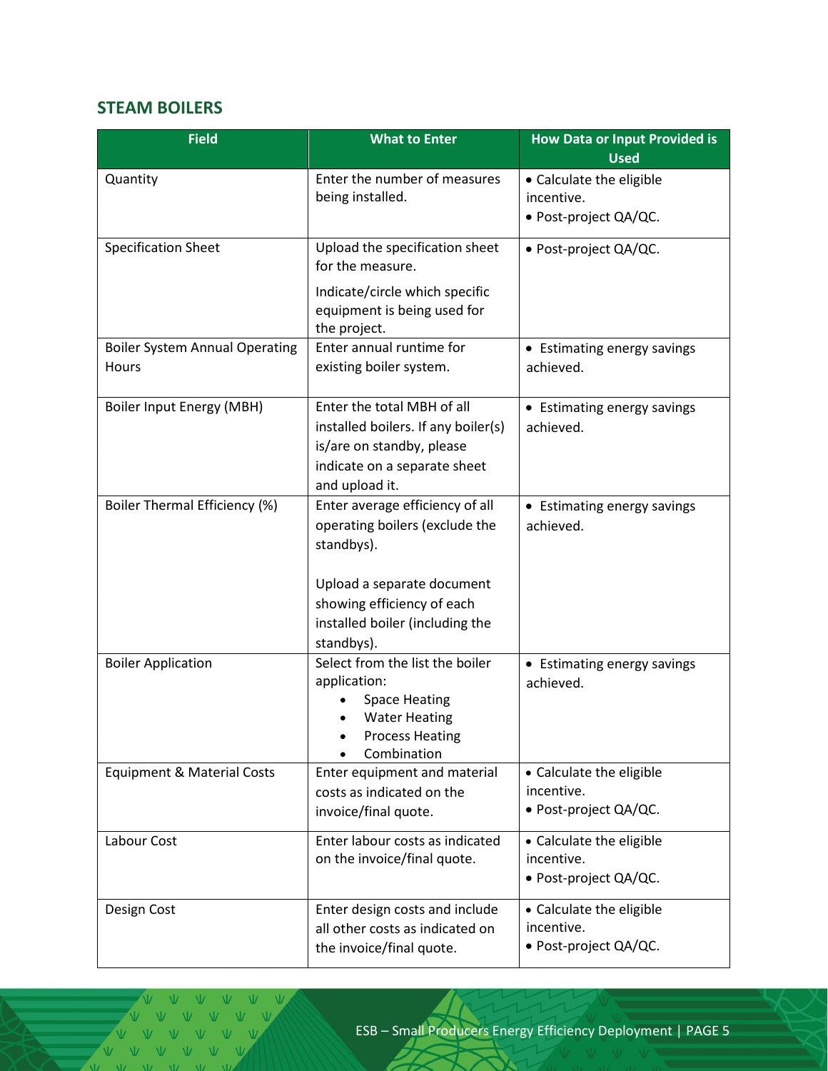## STEAM BOILERS

| Field | What to Enter | How Data or Input Provided is Used |
|---|---|---|
| Quantity | Enter the number of measures being installed. | • Calculate the eligible incentive.<br>• Post-project QA/QC. |
| Specification Sheet | Upload the specification sheet for the measure.<br><br>Indicate/circle which specific equipment is being used for the project. | • Post-project QA/QC. |
| Boiler System Annual Operating Hours | Enter annual runtime for existing boiler system. | • Estimating energy savings achieved. |
| Boiler Input Energy (MBH) | Enter the total MBH of all installed boilers. If any boiler(s) is/are on standby, please indicate on a separate sheet and upload it. | • Estimating energy savings achieved. |
| Boiler Thermal Efficiency (%) | Enter average efficiency of all operating boilers (exclude the standbys).<br><br>Upload a separate document showing efficiency of each installed boiler (including the standbys). | • Estimating energy savings achieved. |
| Boiler Application | Select from the list the boiler application:<br>• Space Heating<br>• Water Heating<br>• Process Heating<br>• Combination | • Estimating energy savings achieved. |
| Equipment & Material Costs | Enter equipment and material costs as indicated on the invoice/final quote. | • Calculate the eligible incentive.<br>• Post-project QA/QC. |
| Labour Cost | Enter labour costs as indicated on the invoice/final quote. | • Calculate the eligible incentive.<br>• Post-project QA/QC. |
| Design Cost | Enter design costs and include all other costs as indicated on the invoice/final quote. | • Calculate the eligible incentive.<br>• Post-project QA/QC. |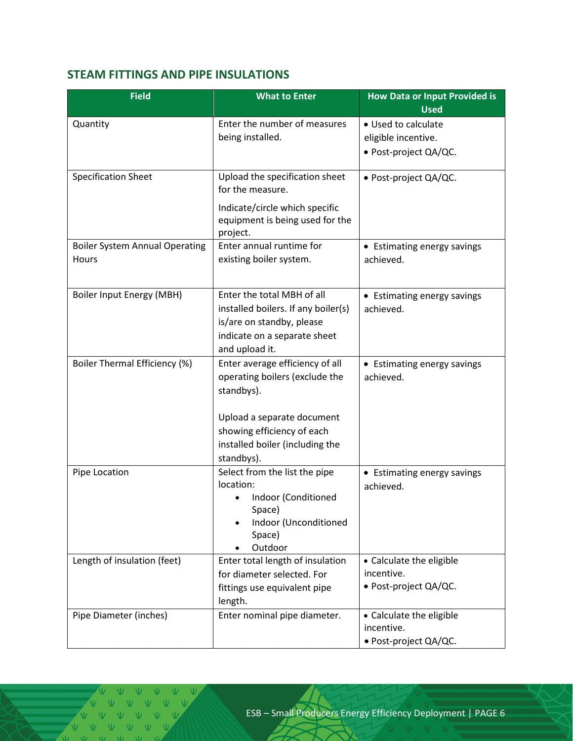## STEAM FITTINGS AND PIPE INSULATIONS

| Field | What to Enter | How Data or Input Provided is Used |
|---|---|---|
| Quantity | Enter the number of measures being installed. | • Used to calculate eligible incentive.<br>• Post-project QA/QC. |
| Specification Sheet | Upload the specification sheet for the measure.<br><br>Indicate/circle which specific equipment is being used for the project. | • Post-project QA/QC. |
| Boiler System Annual Operating Hours | Enter annual runtime for existing boiler system. | • Estimating energy savings achieved. |
| Boiler Input Energy (MBH) | Enter the total MBH of all installed boilers. If any boiler(s) is/are on standby, please indicate on a separate sheet and upload it. | • Estimating energy savings achieved. |
| Boiler Thermal Efficiency (%) | Enter average efficiency of all operating boilers (exclude the standbys).<br><br>Upload a separate document showing efficiency of each installed boiler (including the standbys). | • Estimating energy savings achieved. |
| Pipe Location | Select from the list the pipe location:<br>• Indoor (Conditioned Space)<br>• Indoor (Unconditioned Space)<br>• Outdoor | • Estimating energy savings achieved. |
| Length of insulation (feet) | Enter total length of insulation for diameter selected. For fittings use equivalent pipe length. | • Calculate the eligible incentive.<br>• Post-project QA/QC. |
| Pipe Diameter (inches) | Enter nominal pipe diameter. | • Calculate the eligible incentive.<br>• Post-project QA/QC. |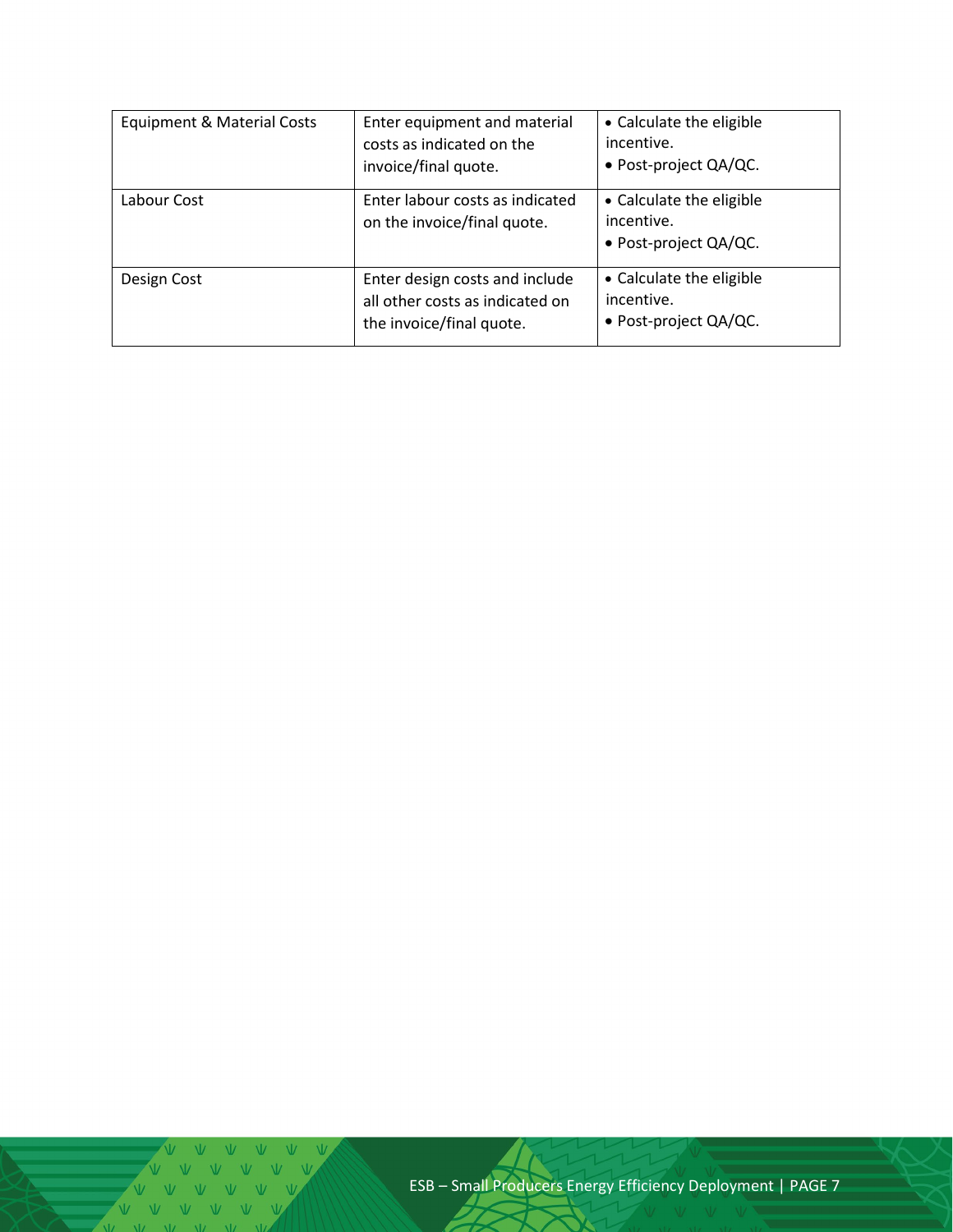| | | |
|---|---|---|
| Equipment & Material Costs | Enter equipment and material costs as indicated on the invoice/final quote. | • Calculate the eligible incentive.<br>• Post-project QA/QC. |
| Labour Cost | Enter labour costs as indicated on the invoice/final quote. | • Calculate the eligible incentive.<br>• Post-project QA/QC. |
| Design Cost | Enter design costs and include all other costs as indicated on the invoice/final quote. | • Calculate the eligible incentive.<br>• Post-project QA/QC. |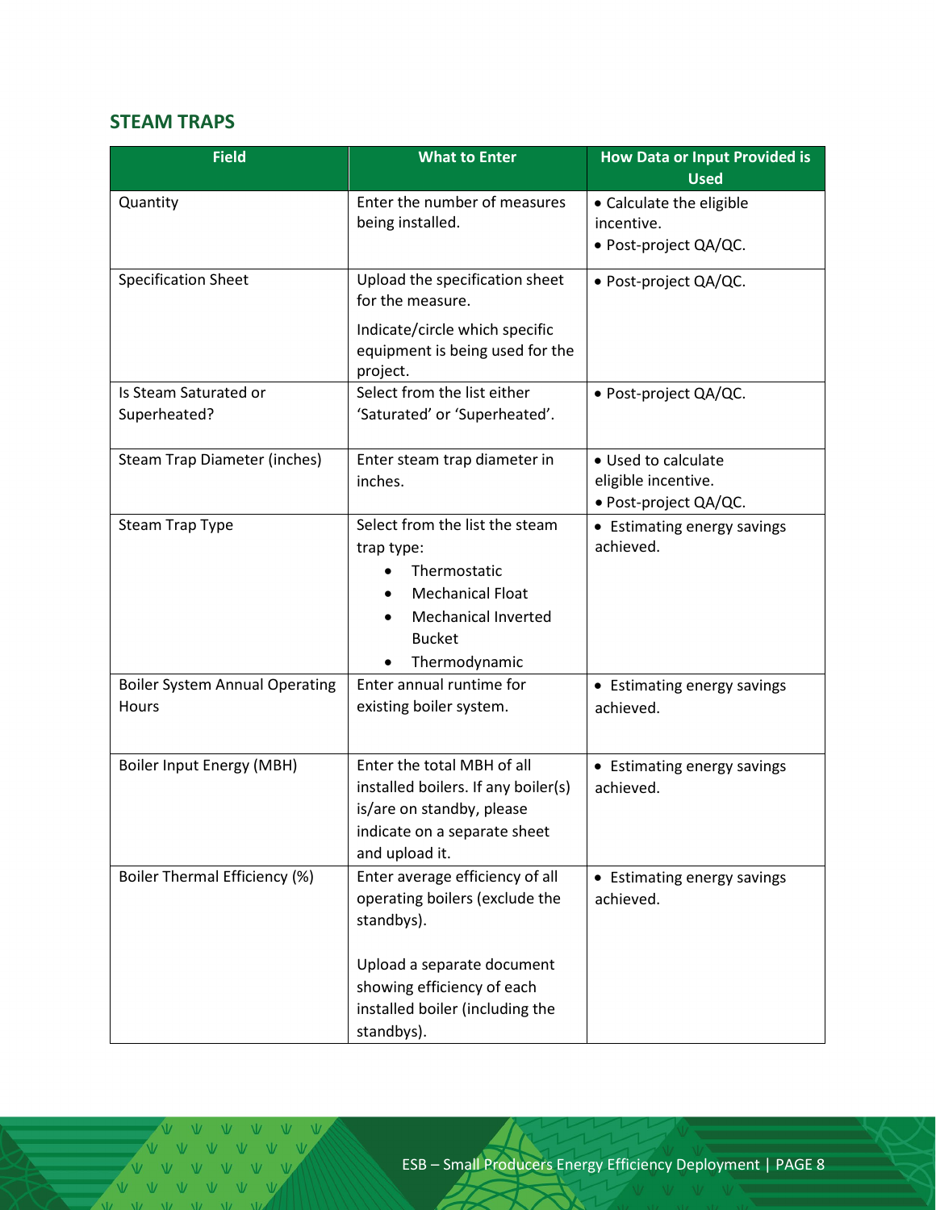## STEAM TRAPS

| Field | What to Enter | How Data or Input Provided is Used |
|---|---|---|
| Quantity | Enter the number of measures being installed. | • Calculate the eligible incentive.<br>• Post-project QA/QC. |
| Specification Sheet | Upload the specification sheet for the measure.<br><br>Indicate/circle which specific equipment is being used for the project. | • Post-project QA/QC. |
| Is Steam Saturated or Superheated? | Select from the list either 'Saturated' or 'Superheated'. | • Post-project QA/QC. |
| Steam Trap Diameter (inches) | Enter steam trap diameter in inches. | • Used to calculate eligible incentive.<br>• Post-project QA/QC. |
| Steam Trap Type | Select from the list the steam trap type:<br>• Thermostatic<br>• Mechanical Float<br>• Mechanical Inverted Bucket<br>• Thermodynamic | • Estimating energy savings achieved. |
| Boiler System Annual Operating Hours | Enter annual runtime for existing boiler system. | • Estimating energy savings achieved. |
| Boiler Input Energy (MBH) | Enter the total MBH of all installed boilers. If any boiler(s) is/are on standby, please indicate on a separate sheet and upload it. | • Estimating energy savings achieved. |
| Boiler Thermal Efficiency (%) | Enter average efficiency of all operating boilers (exclude the standbys).<br><br>Upload a separate document showing efficiency of each installed boiler (including the standbys). | • Estimating energy savings achieved. |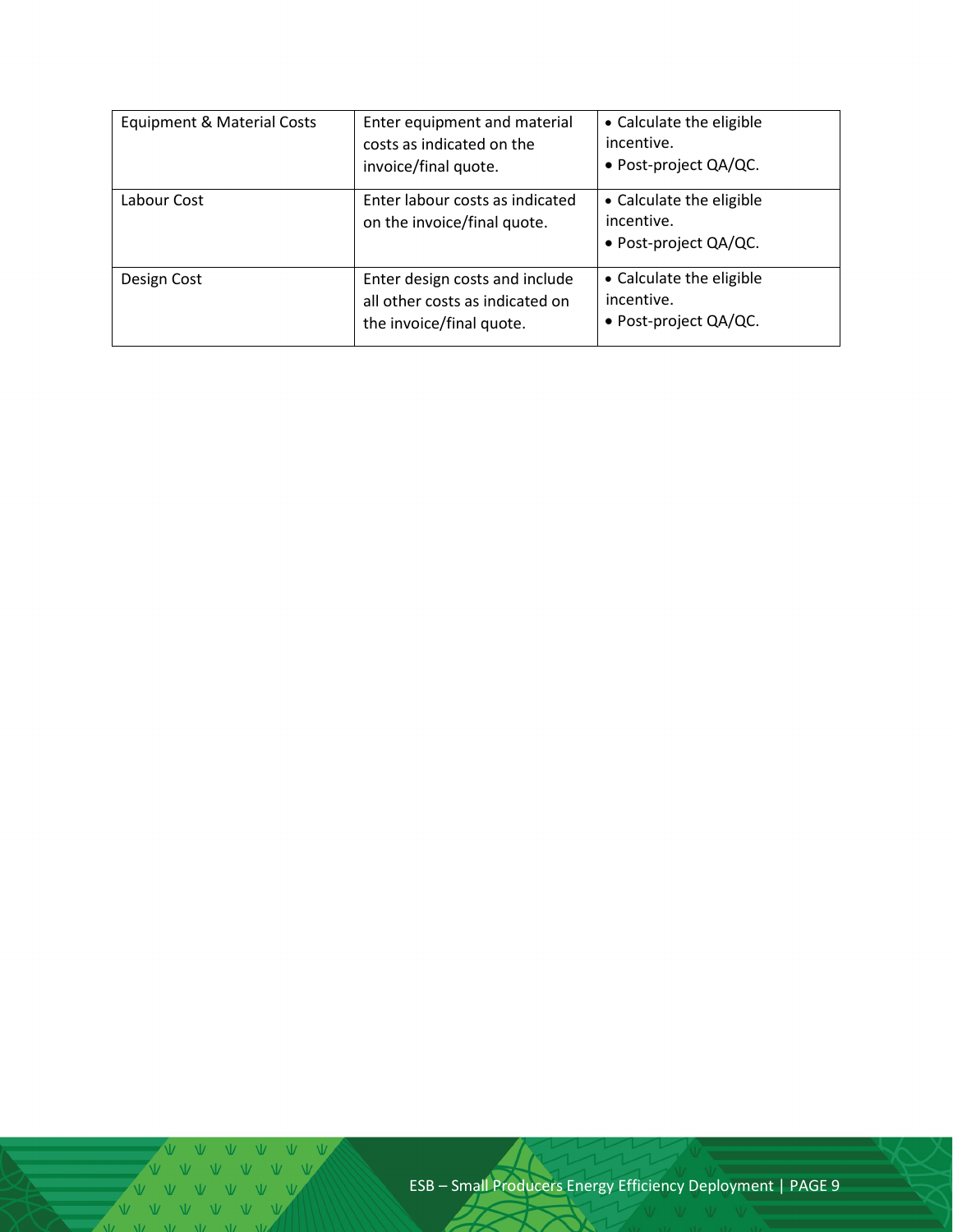| Equipment & Material Costs | Enter equipment and material costs as indicated on the invoice/final quote. | • Calculate the eligible incentive.<br>• Post-project QA/QC. |
|---|---|---|
| Labour Cost | Enter labour costs as indicated on the invoice/final quote. | • Calculate the eligible incentive.<br>• Post-project QA/QC. |
| Design Cost | Enter design costs and include all other costs as indicated on the invoice/final quote. | • Calculate the eligible incentive.<br>• Post-project QA/QC. |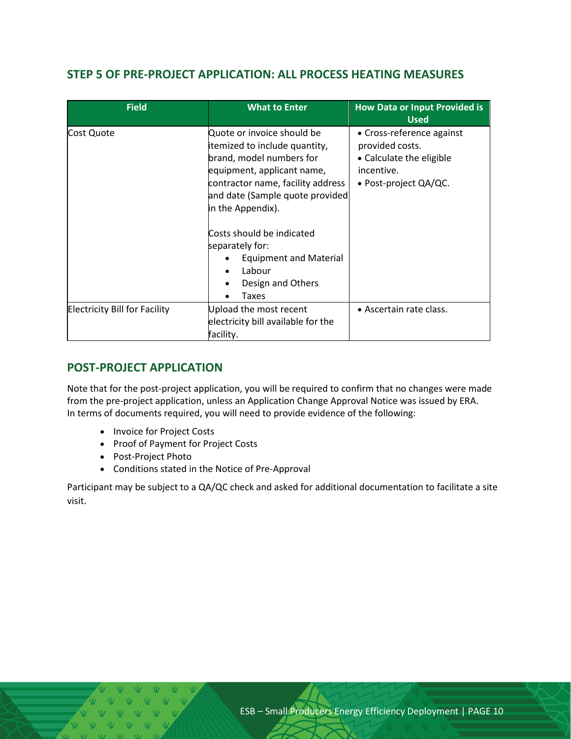## STEP 5 OF PRE-PROJECT APPLICATION: ALL PROCESS HEATING MEASURES

| Field | What to Enter | How Data or Input Provided is Used |
|---|---|---|
| Cost Quote | Quote or invoice should be itemized to include quantity, brand, model numbers for equipment, applicant name, contractor name, facility address and date (Sample quote provided in the Appendix).<br><br>Costs should be indicated separately for:<br>• Equipment and Material<br>• Labour<br>• Design and Others<br>• Taxes | • Cross-reference against provided costs.<br>• Calculate the eligible incentive.<br>• Post-project QA/QC. |
| Electricity Bill for Facility | Upload the most recent electricity bill available for the facility. | • Ascertain rate class. |

## POST-PROJECT APPLICATION

Note that for the post-project application, you will be required to confirm that no changes were made from the pre-project application, unless an Application Change Approval Notice was issued by ERA. In terms of documents required, you will need to provide evidence of the following:

- Invoice for Project Costs
- Proof of Payment for Project Costs
- Post-Project Photo
- Conditions stated in the Notice of Pre-Approval

Participant may be subject to a QA/QC check and asked for additional documentation to facilitate a site visit.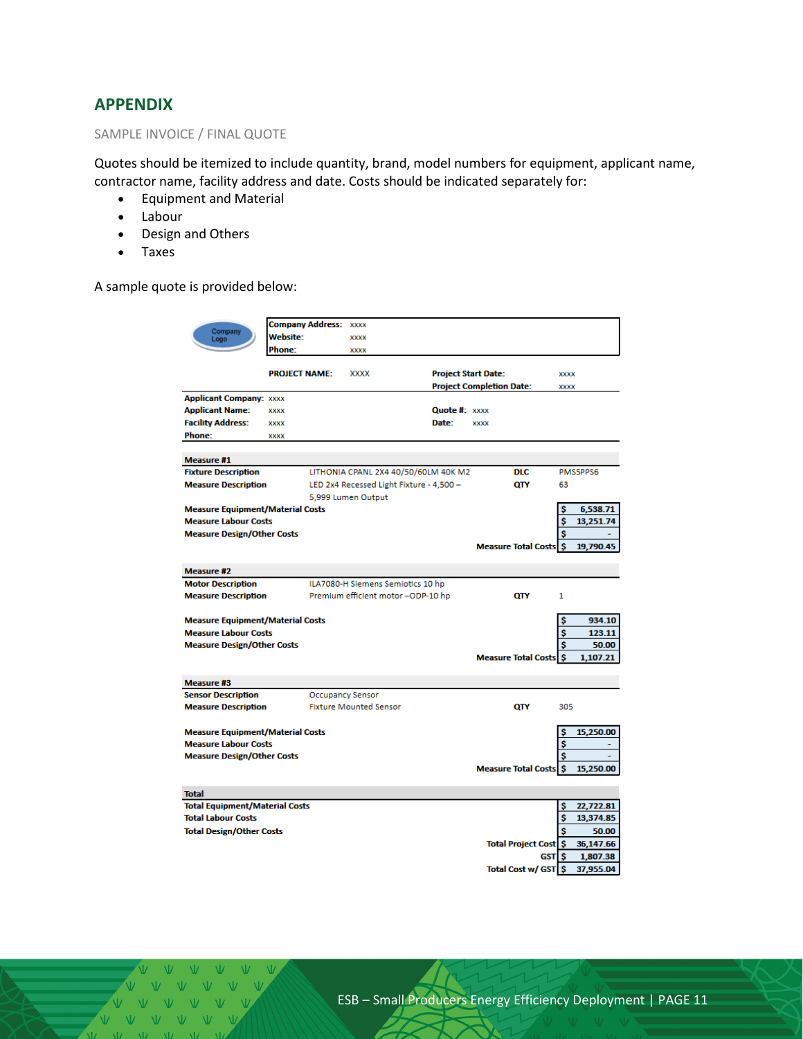## APPENDIX

SAMPLE INVOICE / FINAL QUOTE

Quotes should be itemized to include quantity, brand, model numbers for equipment, applicant name, contractor name, facility address and date. Costs should be indicated separately for:

- Equipment and Material
- Labour
- Design and Others
- Taxes

A sample quote is provided below:

Company Logo

| | |
|---|---|
| **Company Address:** | xxxx |
| **Website:** | xxxx |
| **Phone:** | xxxx |

| | | | |
|---|---|---|---|
| **PROJECT NAME:** | XXXX | **Project Start Date:** | xxxx |
| | | **Project Completion Date:** | xxxx |
| **Applicant Company:** | xxxx | | |
| **Applicant Name:** | xxxx | **Quote #:** | xxxx |
| **Facility Address:** | xxxx | **Date:** | xxxx |
| **Phone:** | xxxx | | |

| **Measure #1** | | | |
|---|---|---|---|
| **Fixture Description** | LITHONIA CPANL 2X4 40/50/60LM 40K M2 | **DLC** | PMS5PPS6 |
| **Measure Description** | LED 2x4 Recessed Light Fixture - 4,500 – 5,999 Lumen Output | **QTY** | 63 |
| **Measure Equipment/Material Costs** | | | $ 6,538.71 |
| **Measure Labour Costs** | | | $ 13,251.74 |
| **Measure Design/Other Costs** | | | $ - |
| | | **Measure Total Costs** | $ 19,790.45 |

| **Measure #2** | | | |
|---|---|---|---|
| **Motor Description** | ILA7080-H Siemens Semiotics 10 hp | | |
| **Measure Description** | Premium efficient motor –ODP-10 hp | **QTY** | 1 |
| **Measure Equipment/Material Costs** | | | $ 934.10 |
| **Measure Labour Costs** | | | $ 123.11 |
| **Measure Design/Other Costs** | | | $ 50.00 |
| | | **Measure Total Costs** | $ 1,107.21 |

| **Measure #3** | | | |
|---|---|---|---|
| **Sensor Description** | Occupancy Sensor | | |
| **Measure Description** | Fixture Mounted Sensor | **QTY** | 305 |
| **Measure Equipment/Material Costs** | | | $ 15,250.00 |
| **Measure Labour Costs** | | | $ - |
| **Measure Design/Other Costs** | | | $ - |
| | | **Measure Total Costs** | $ 15,250.00 |

| **Total** | | |
|---|---|---|
| **Total Equipment/Material Costs** | | $ 22,722.81 |
| **Total Labour Costs** | | $ 13,374.85 |
| **Total Design/Other Costs** | | $ 50.00 |
| | **Total Project Cost** | $ 36,147.66 |
| | **GST** | $ 1,807.38 |
| | **Total Cost w/ GST** | $ 37,955.04 |